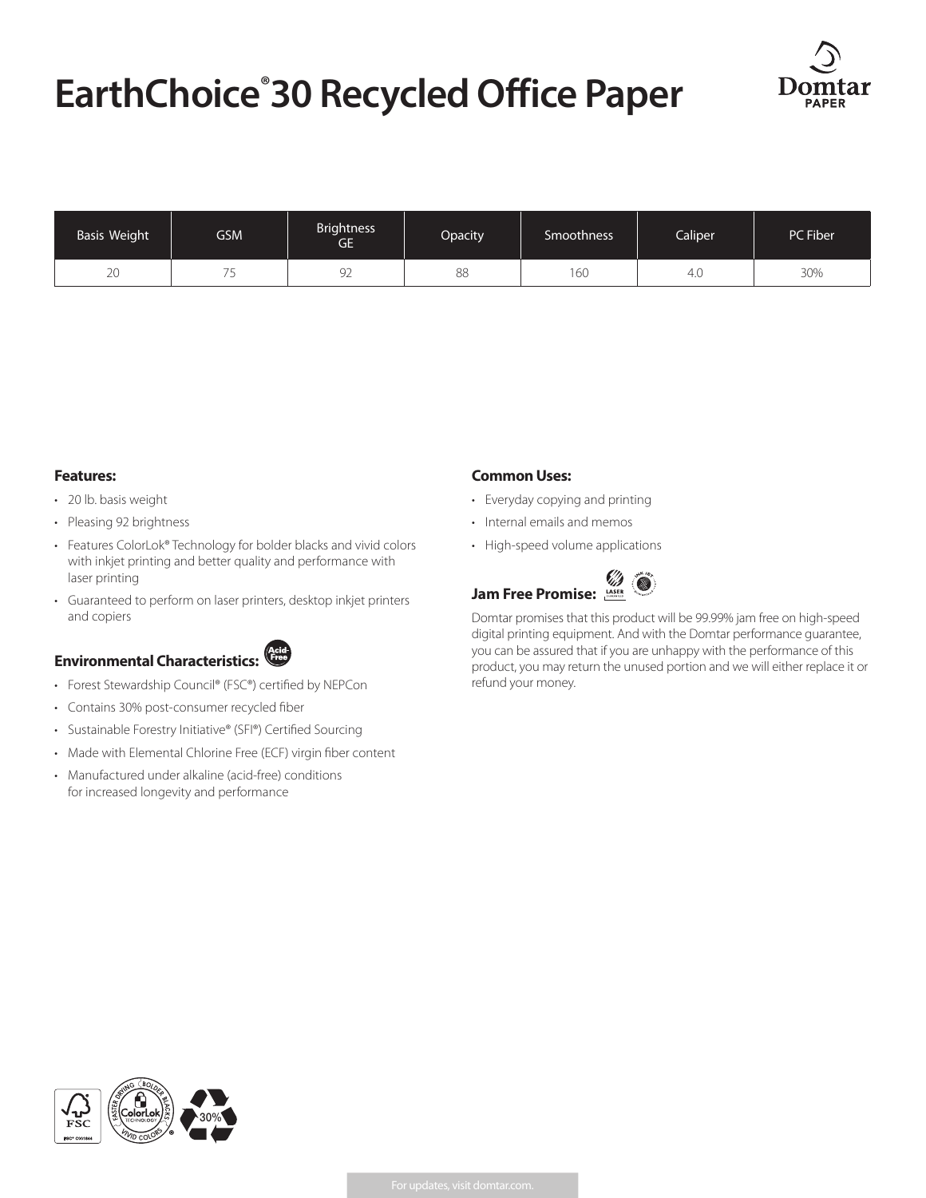# EarthChoice® 30 Recycled Office Paper

| Basis Weight | GSM | Brightness GE | Opacity | Smoothness | Caliper | PC Fiber |
|---|---|---|---|---|---|---|
| 20 | 75 | 92 | 88 | 160 | 4.0 | 30% |

**Features:**

- 20 lb. basis weight
- Pleasing 92 brightness
- Features ColorLok® Technology for bolder blacks and vivid colors with inkjet printing and better quality and performance with laser printing
- Guaranteed to perform on laser printers, desktop inkjet printers and copiers

**Environmental Characteristics:**

- Forest Stewardship Council® (FSC®) certified by NEPCon
- Contains 30% post-consumer recycled fiber
- Sustainable Forestry Initiative® (SFI®) Certified Sourcing
- Made with Elemental Chlorine Free (ECF) virgin fiber content
- Manufactured under alkaline (acid-free) conditions for increased longevity and performance

**Common Uses:**

- Everyday copying and printing
- Internal emails and memos
- High-speed volume applications

**Jam Free Promise:**

Domtar promises that this product will be 99.99% jam free on high-speed digital printing equipment. And with the Domtar performance guarantee, you can be assured that if you are unhappy with the performance of this product, you may return the unused portion and we will either replace it or refund your money.

For updates, visit domtar.com.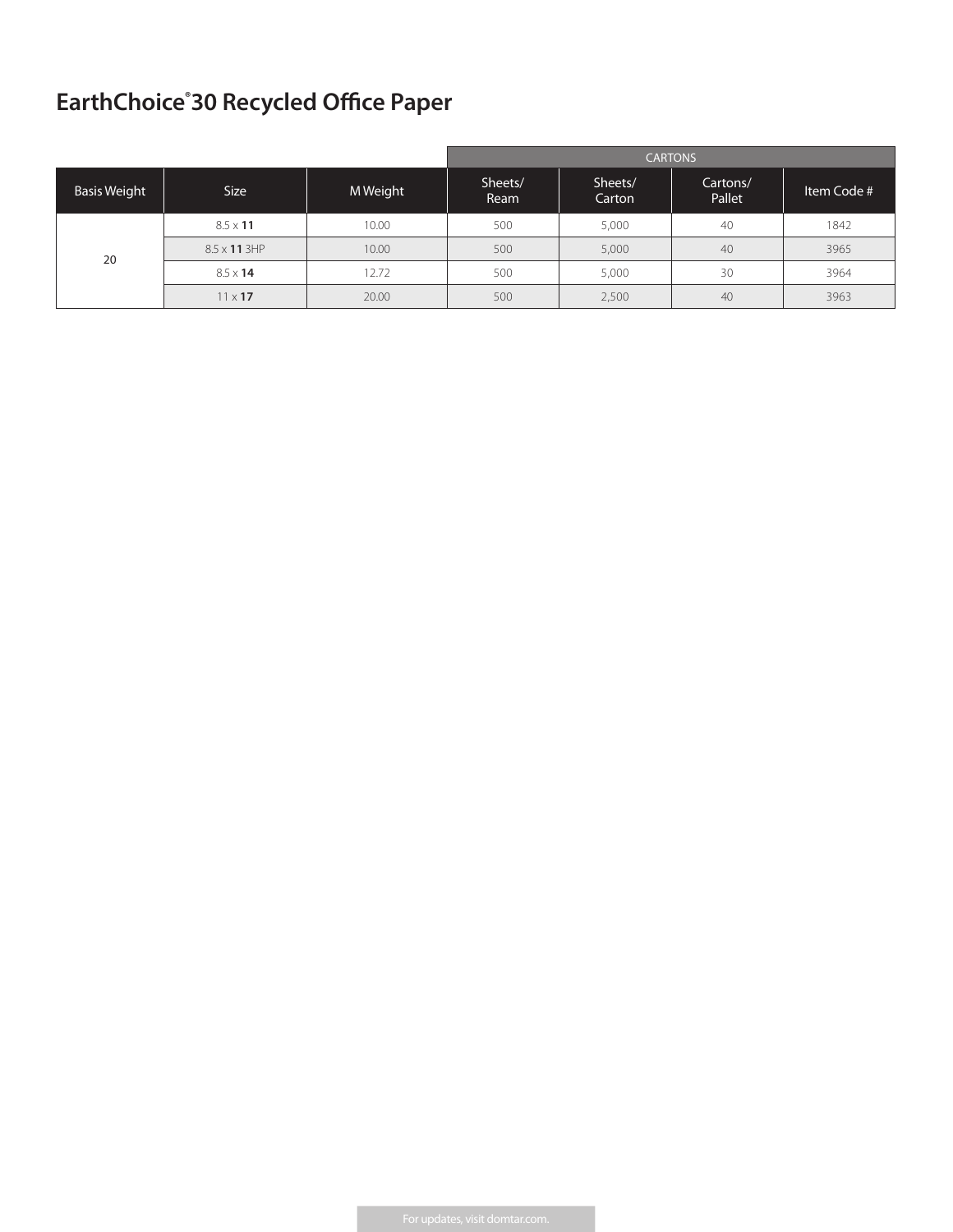## EarthChoice® 30 Recycled Office Paper

| | | | CARTONS | | | |
|---|---|---|---|---|---|---|
| Basis Weight | Size | M Weight | Sheets/ Ream | Sheets/ Carton | Cartons/ Pallet | Item Code # |
| 20 | 8.5 x **11** | 10.00 | 500 | 5,000 | 40 | 1842 |
| | 8.5 x **11** 3HP | 10.00 | 500 | 5,000 | 40 | 3965 |
| | 8.5 x **14** | 12.72 | 500 | 5,000 | 30 | 3964 |
| | 11 x **17** | 20.00 | 500 | 2,500 | 40 | 3963 |

For updates, visit domtar.com.